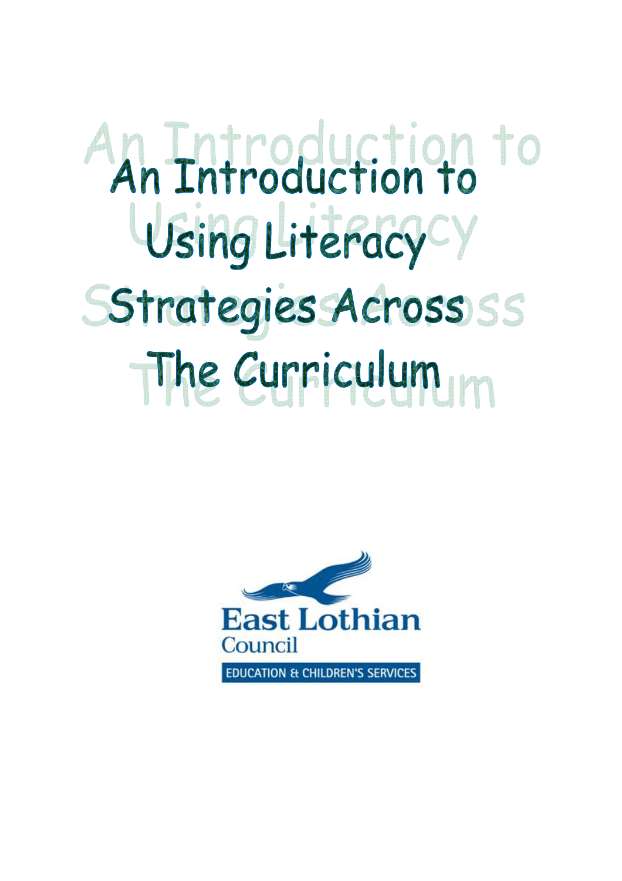# An Introduction to Using Literacy Strategies Across The Curriculum

East Lothian Council

EDUCATION & CHILDREN'S SERVICES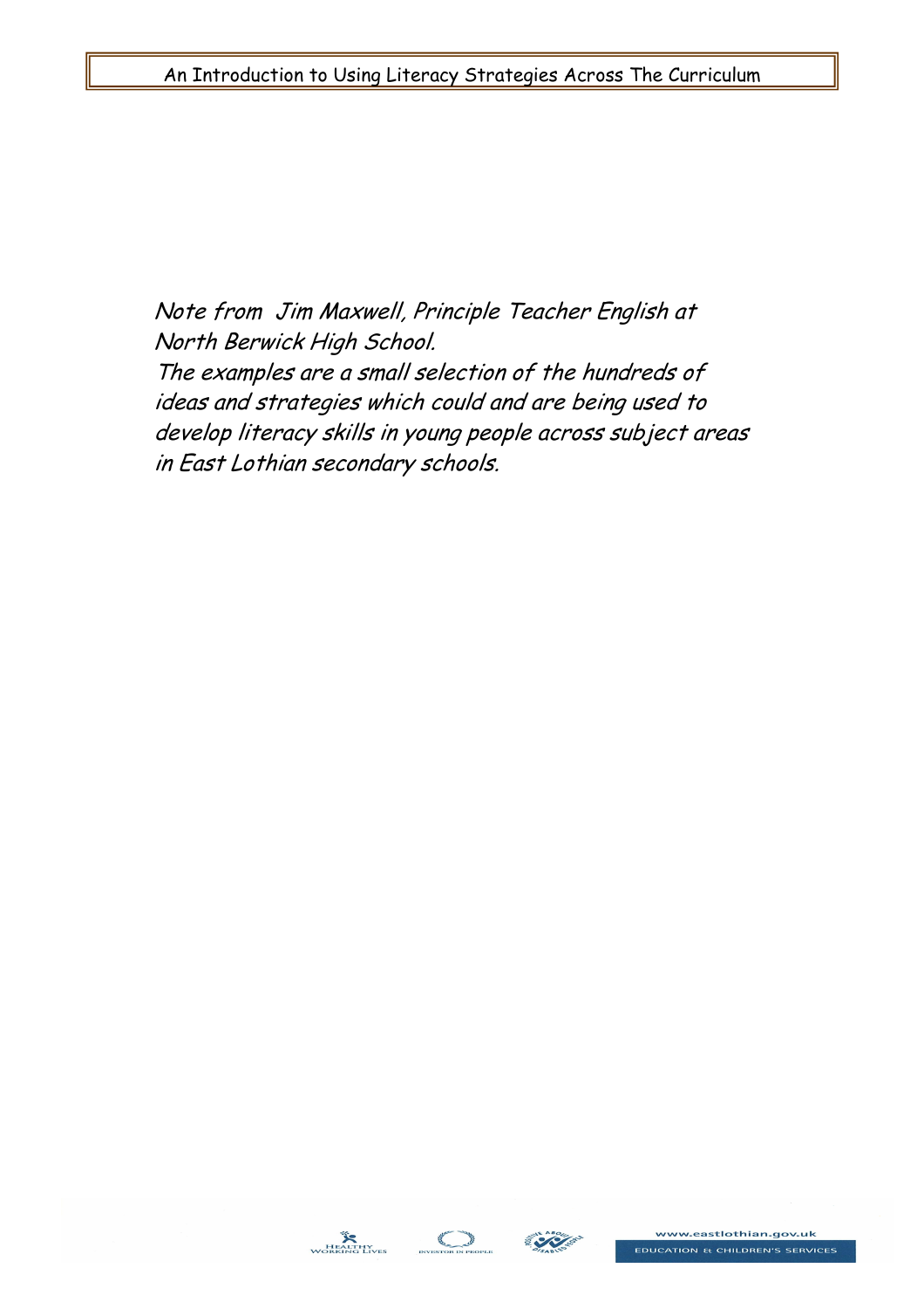*Note from Jim Maxwell, Principle Teacher English at North Berwick High School.*

*The examples are a small selection of the hundreds of ideas and strategies which could and are being used to develop literacy skills in young people across subject areas in East Lothian secondary schools.*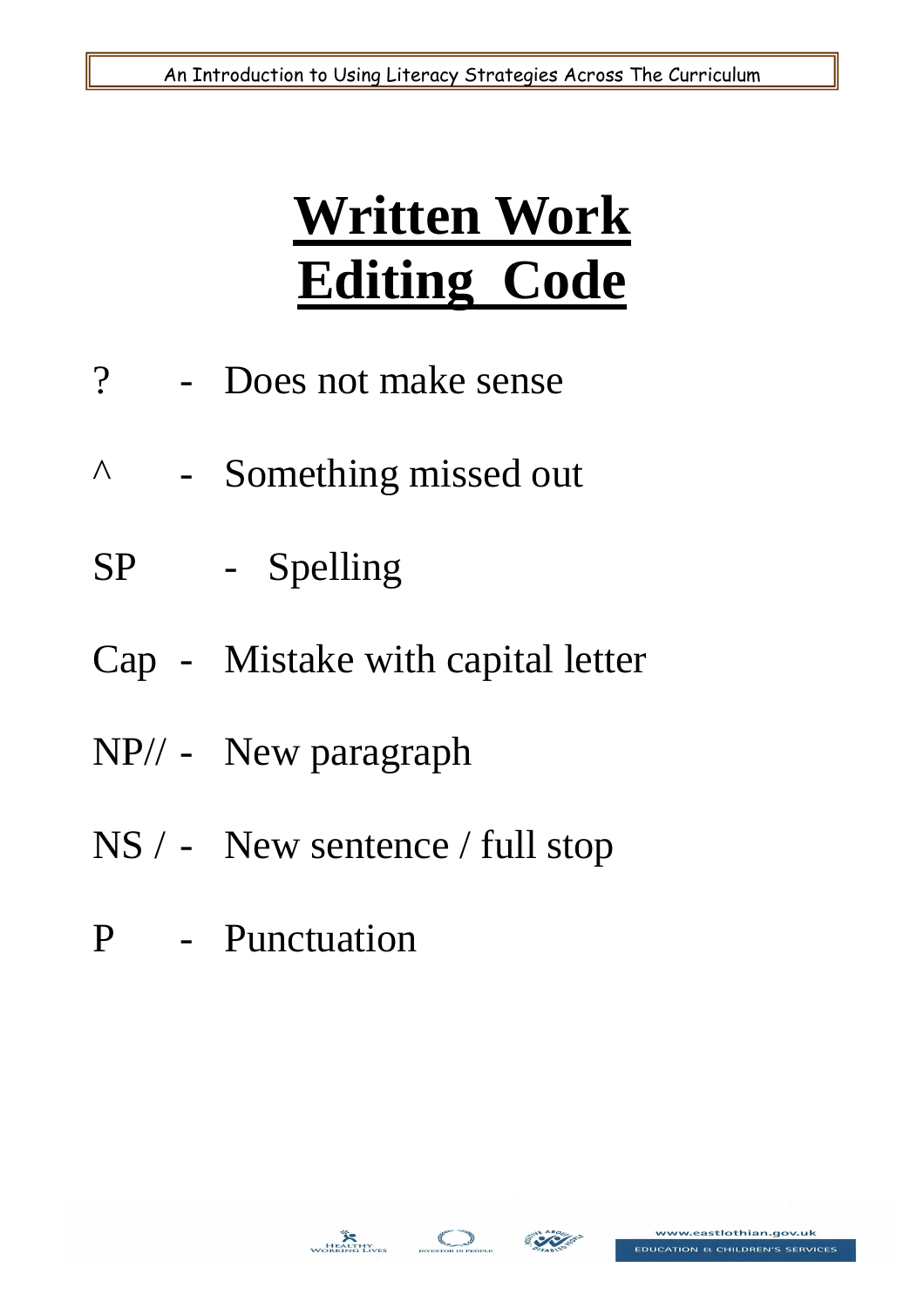# Written Work Editing Code

? - Does not make sense

^ - Something missed out

SP - Spelling

Cap - Mistake with capital letter

NP// - New paragraph

NS / - New sentence / full stop

P - Punctuation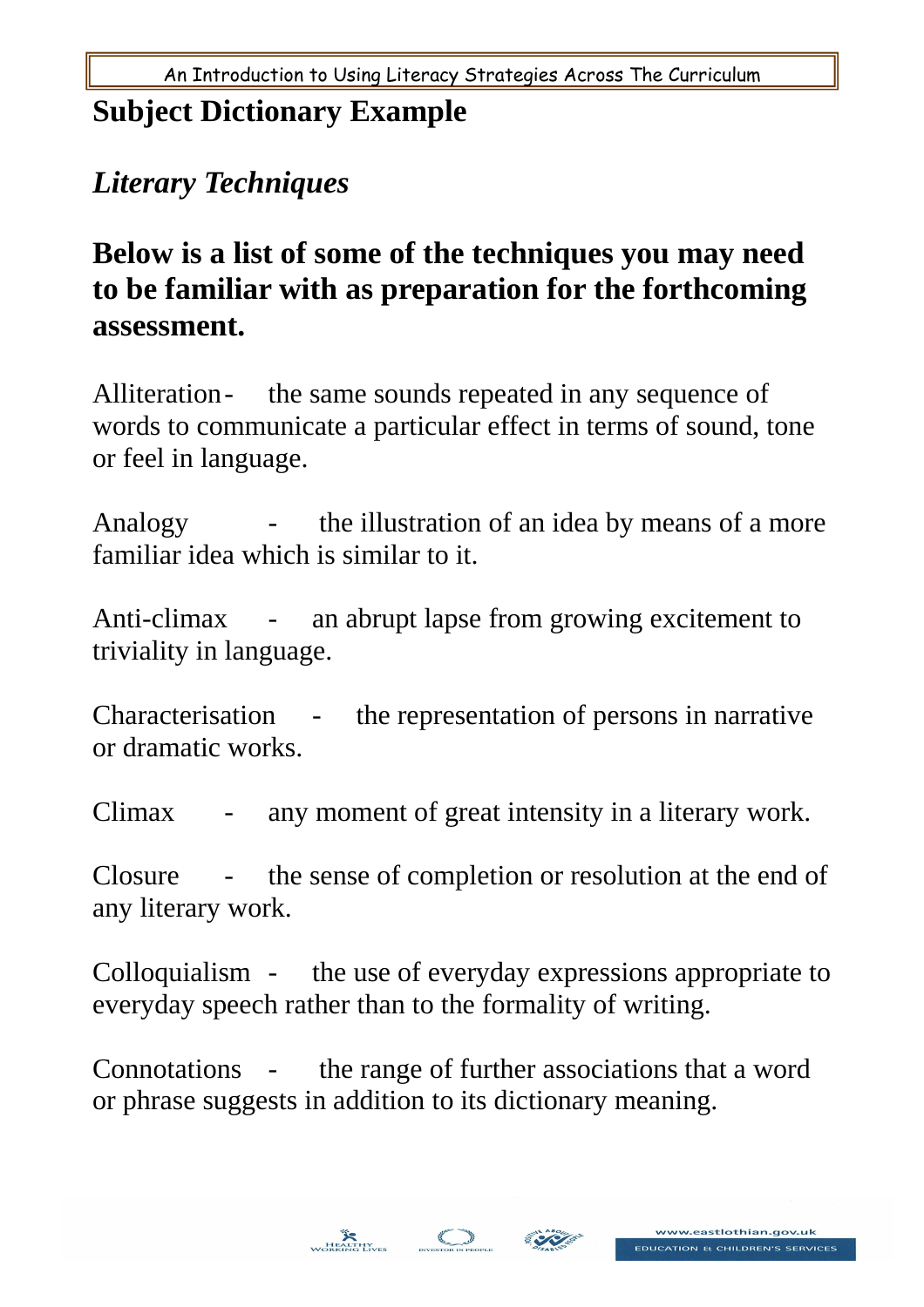## Subject Dictionary Example

### *Literary Techniques*

**Below is a list of some of the techniques you may need to be familiar with as preparation for the forthcoming assessment.**

Alliteration - the same sounds repeated in any sequence of words to communicate a particular effect in terms of sound, tone or feel in language.

Analogy - the illustration of an idea by means of a more familiar idea which is similar to it.

Anti-climax - an abrupt lapse from growing excitement to triviality in language.

Characterisation - the representation of persons in narrative or dramatic works.

Climax - any moment of great intensity in a literary work.

Closure - the sense of completion or resolution at the end of any literary work.

Colloquialism - the use of everyday expressions appropriate to everyday speech rather than to the formality of writing.

Connotations - the range of further associations that a word or phrase suggests in addition to its dictionary meaning.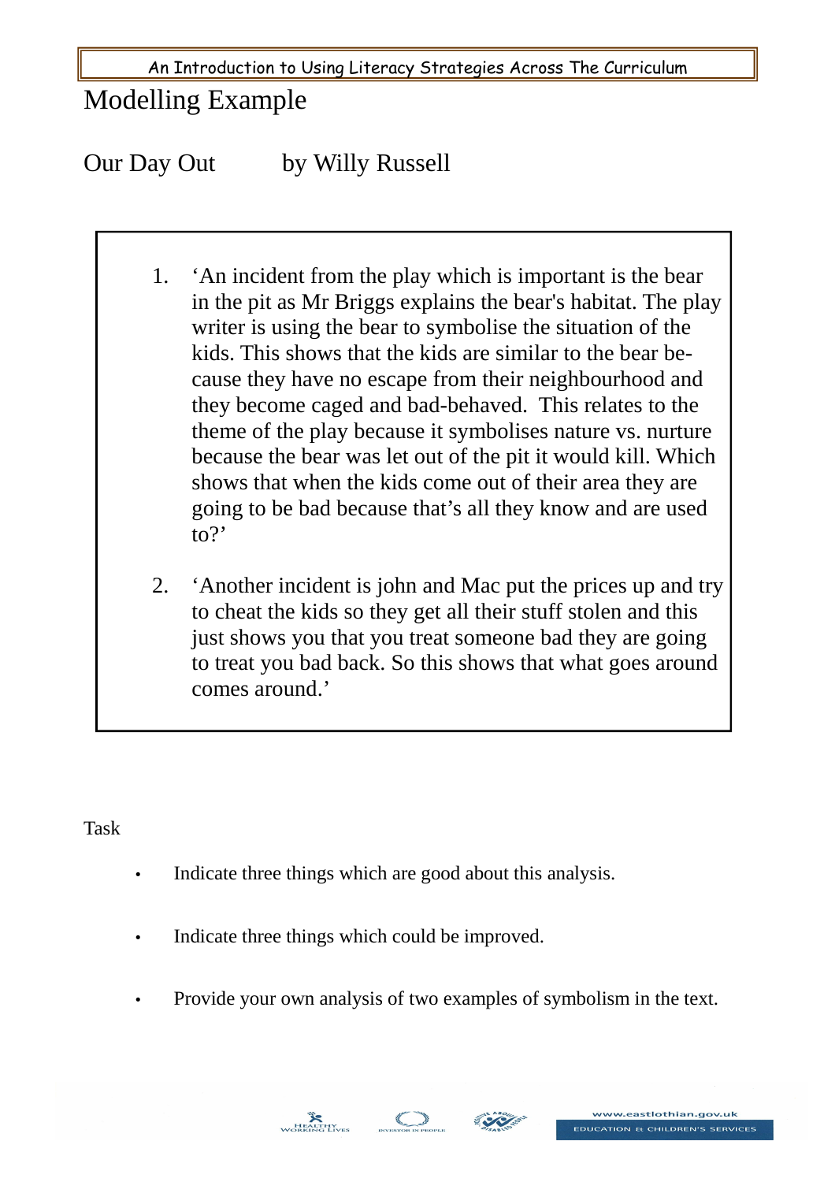# Modelling Example

## Our Day Out by Willy Russell

1. 'An incident from the play which is important is the bear in the pit as Mr Briggs explains the bear's habitat. The play writer is using the bear to symbolise the situation of the kids. This shows that the kids are similar to the bear because they have no escape from their neighbourhood and they become caged and bad-behaved. This relates to the theme of the play because it symbolises nature vs. nurture because the bear was let out of the pit it would kill. Which shows that when the kids come out of their area they are going to be bad because that's all they know and are used to?'

2. 'Another incident is john and Mac put the prices up and try to cheat the kids so they get all their stuff stolen and this just shows you that you treat someone bad they are going to treat you bad back. So this shows that what goes around comes around.'

Task

- Indicate three things which are good about this analysis.
- Indicate three things which could be improved.
- Provide your own analysis of two examples of symbolism in the text.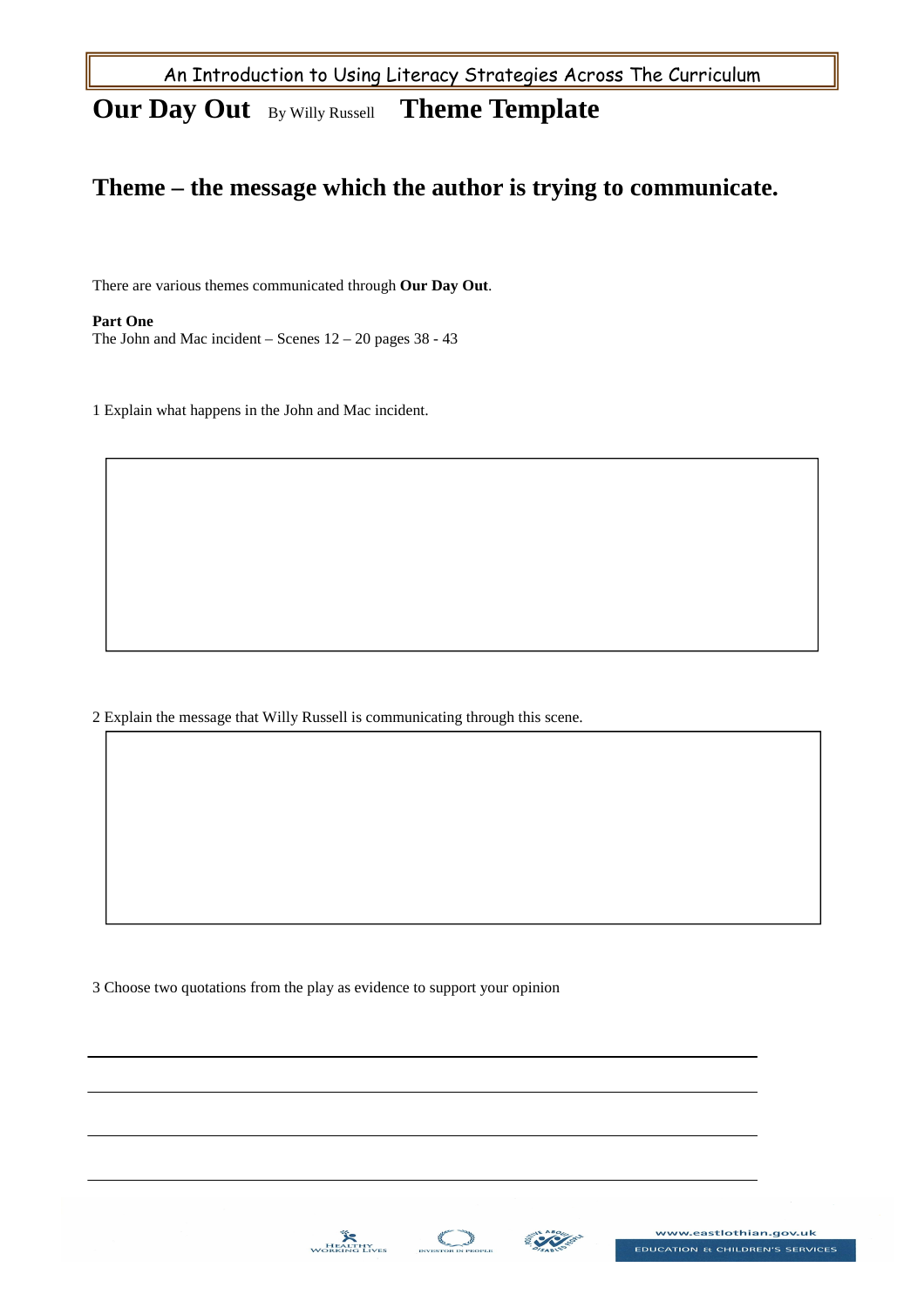# Our Day Out By Willy Russell Theme Template

## Theme – the message which the author is trying to communicate.

There are various themes communicated through **Our Day Out**.

**Part One**
The John and Mac incident – Scenes 12 – 20 pages 38 - 43

1 Explain what happens in the John and Mac incident.

2 Explain the message that Willy Russell is communicating through this scene.

3 Choose two quotations from the play as evidence to support your opinion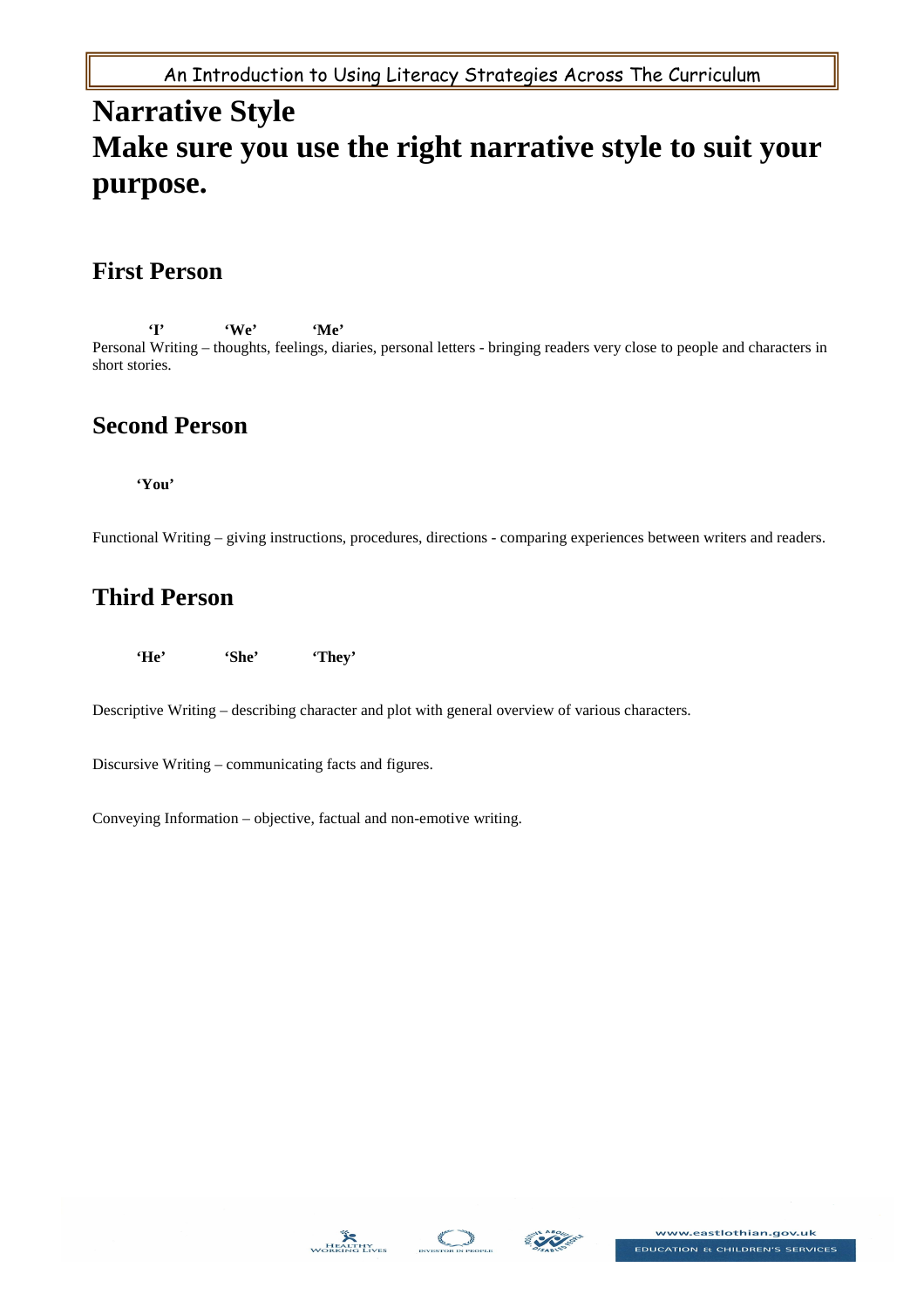# Narrative Style
# Make sure you use the right narrative style to suit your purpose.

## First Person

**'I'** **'We'** **'Me'**

Personal Writing – thoughts, feelings, diaries, personal letters - bringing readers very close to people and characters in short stories.

## Second Person

**'You'**

Functional Writing – giving instructions, procedures, directions - comparing experiences between writers and readers.

## Third Person

**'He'** **'She'** **'They'**

Descriptive Writing – describing character and plot with general overview of various characters.

Discursive Writing – communicating facts and figures.

Conveying Information – objective, factual and non-emotive writing.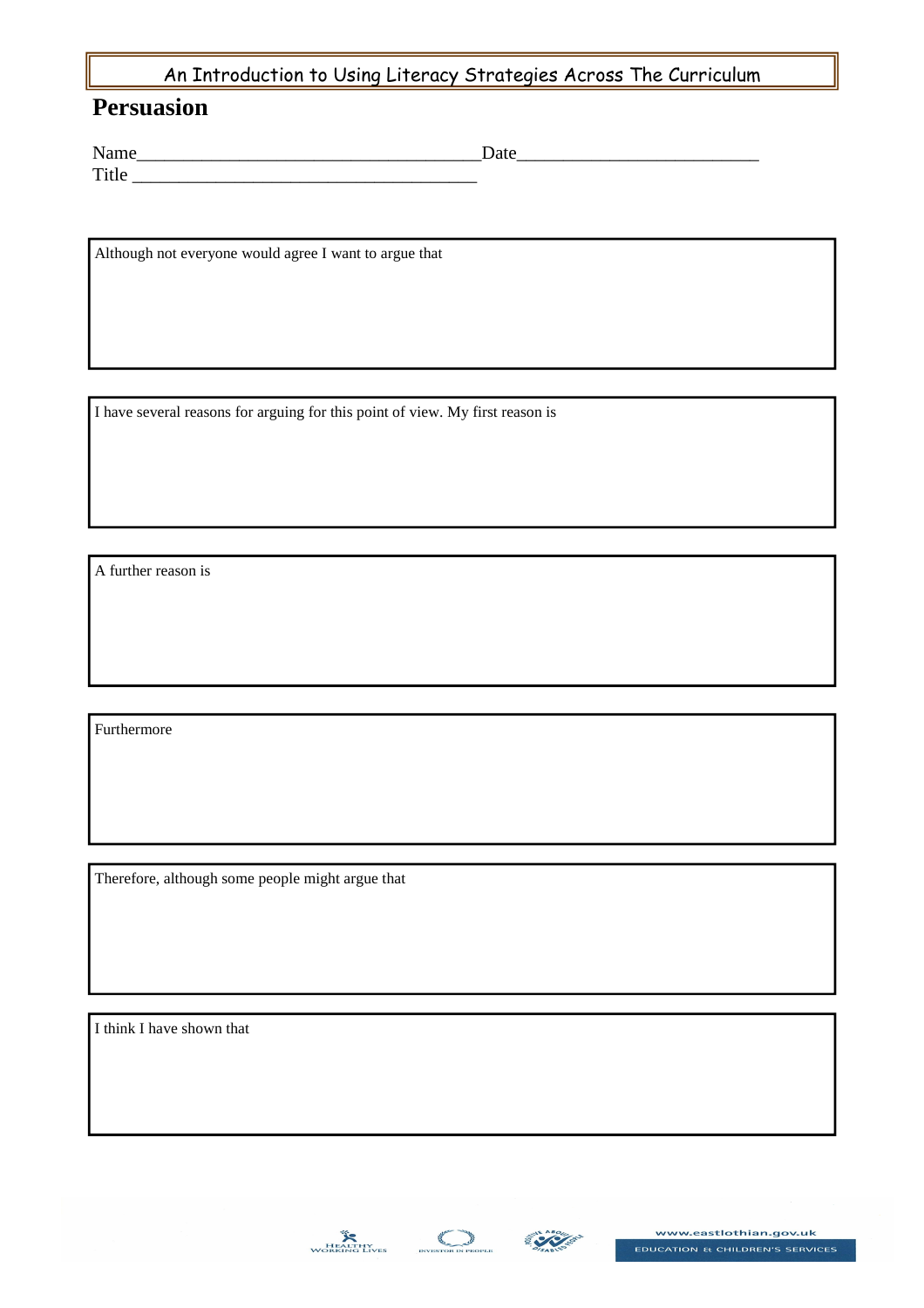# Persuasion

Name_____________________________________Date_________________________

Title _____________________________________

Although not everyone would agree I want to argue that

I have several reasons for arguing for this point of view. My first reason is

A further reason is

Furthermore

Therefore, although some people might argue that

I think I have shown that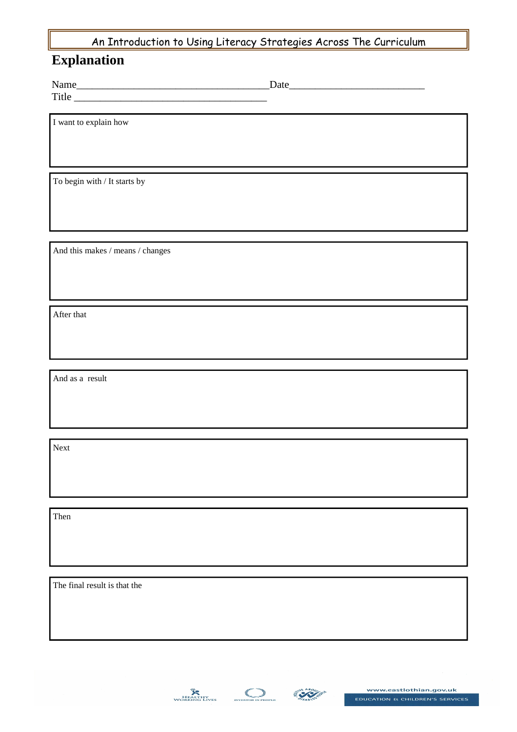# Explanation

Name_____________________________________Date__________________________

Title _____________________________________

I want to explain how

To begin with / It starts by

And this makes / means / changes

After that

And as a result

Next

Then

The final result is that the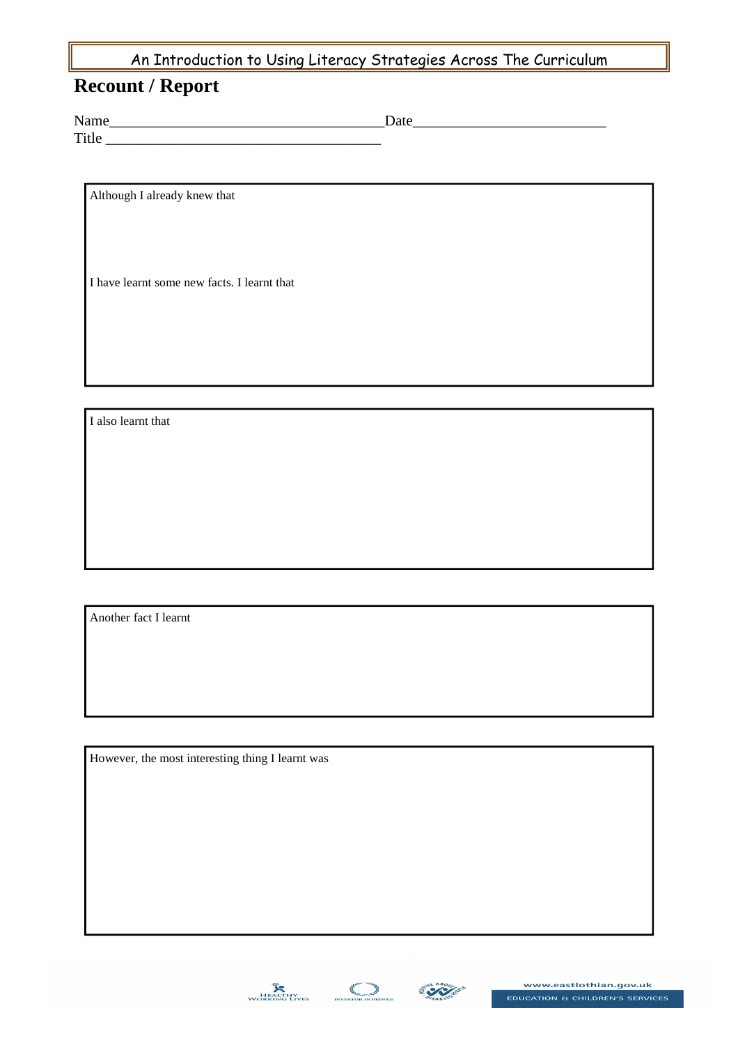## Recount / Report

Name_____________________________________Date__________________________

Title _____________________________________

Although I already knew that

I have learnt some new facts. I learnt that

I also learnt that

Another fact I learnt

However, the most interesting thing I learnt was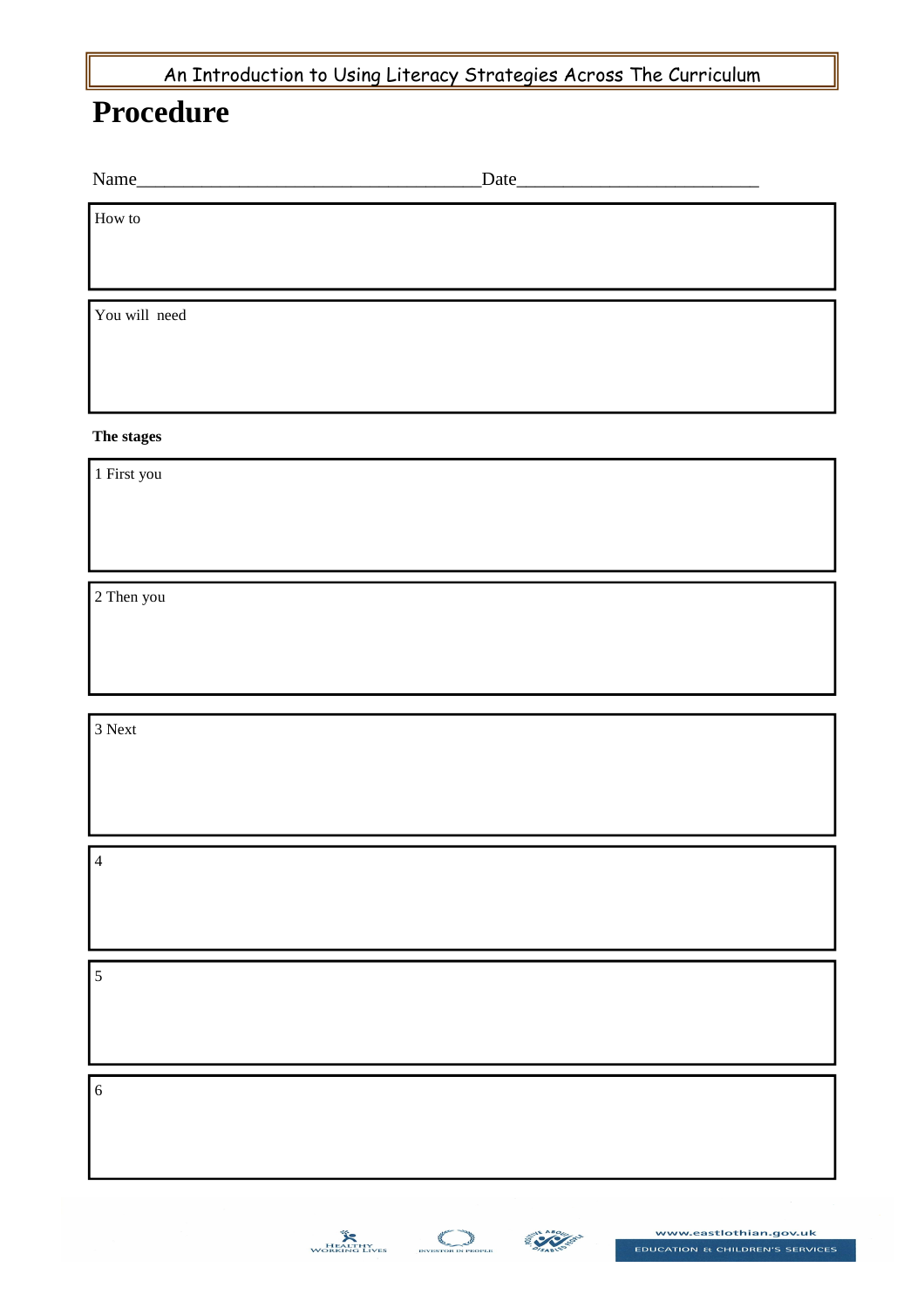# Procedure

Name_____________________________________Date_________________________

How to

You will need

**The stages**

1 First you

2 Then you

3 Next

4

5

6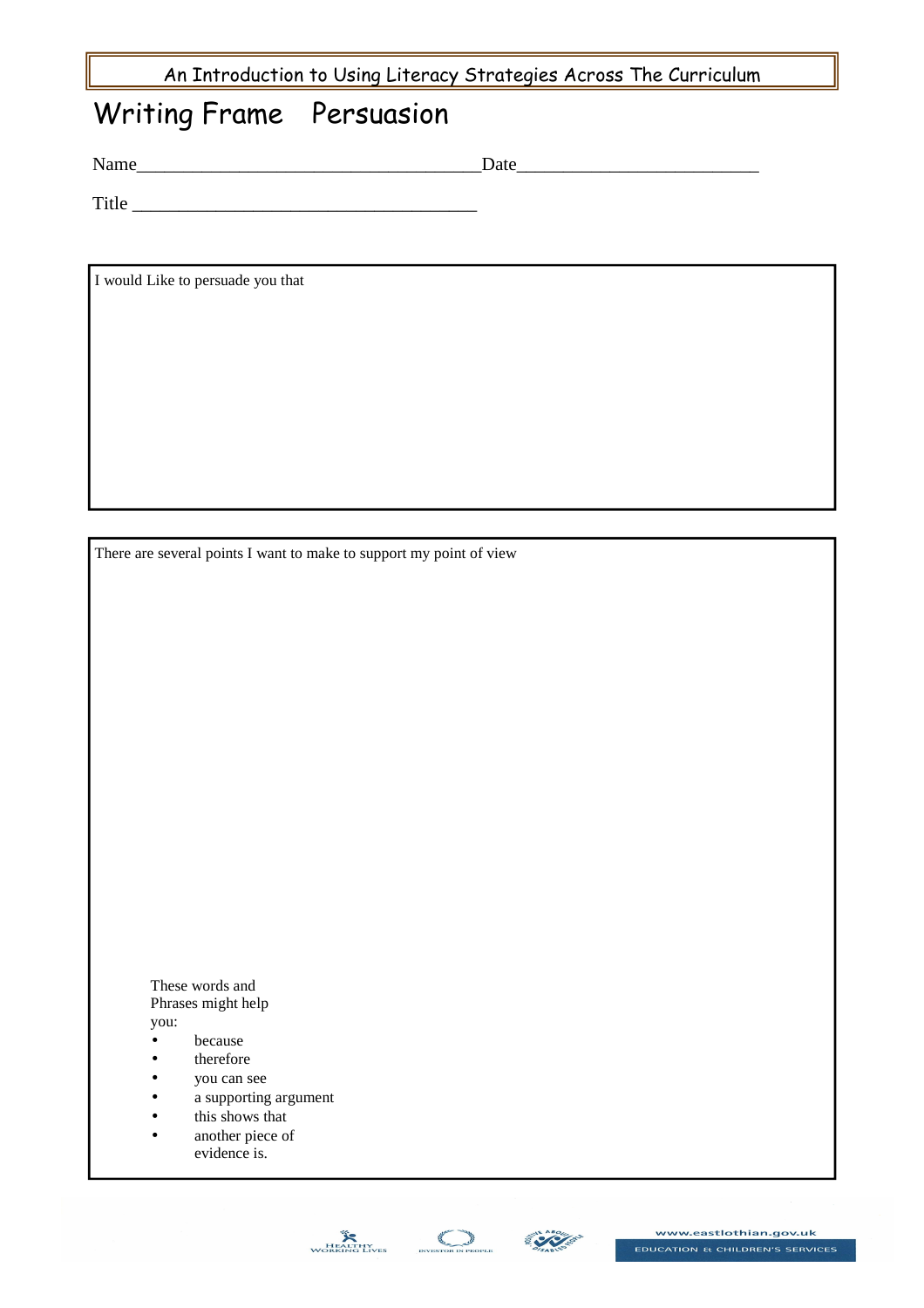# Writing Frame Persuasion

Name_____________________________________Date__________________________

Title _____________________________________

I would Like to persuade you that

There are several points I want to make to support my point of view

These words and Phrases might help you:

- because
- therefore
- you can see
- a supporting argument
- this shows that
- another piece of evidence is.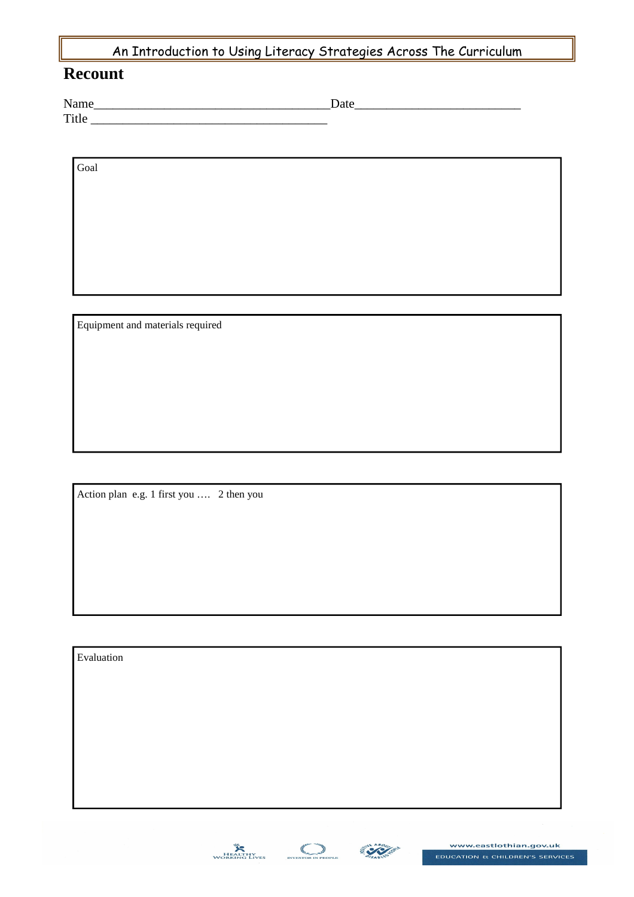## Recount

Name\_\_\_\_\_\_\_\_\_\_\_\_\_\_\_\_\_\_\_\_\_\_\_\_\_\_\_\_\_\_\_\_\_\_\_\_\_\_Date\_\_\_\_\_\_\_\_\_\_\_\_\_\_\_\_\_\_\_\_\_\_\_\_\_\_
Title \_\_\_\_\_\_\_\_\_\_\_\_\_\_\_\_\_\_\_\_\_\_\_\_\_\_\_\_\_\_\_\_\_\_\_\_\_\_

Goal

Equipment and materials required

Action plan e.g. 1 first you …. 2 then you

Evaluation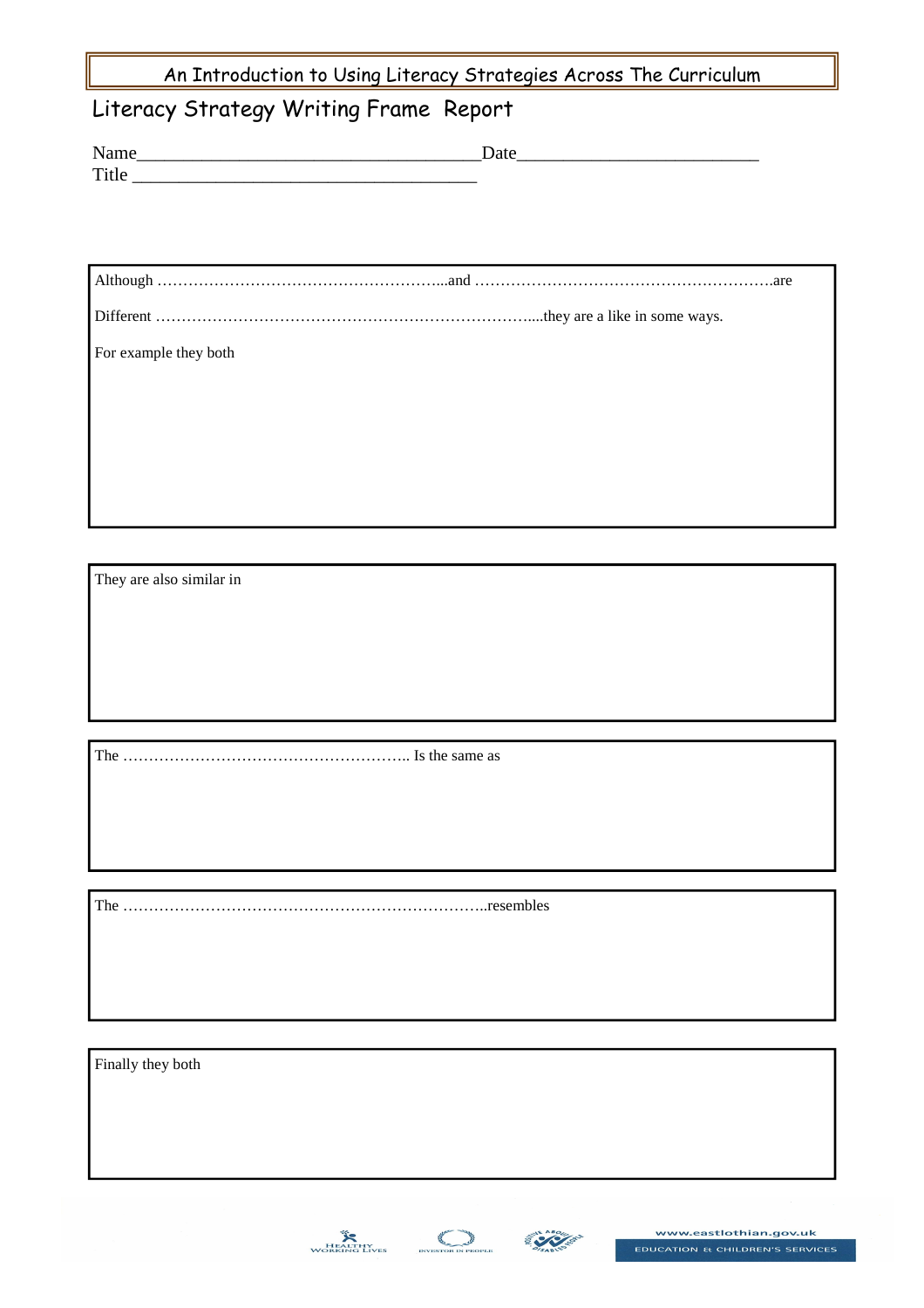An Introduction to Using Literacy Strategies Across The Curriculum

## Literacy Strategy Writing Frame Report

Name_____________________________________Date__________________________

Title _____________________________________

Although ………………………………………………...and ………………………………………………….are

Different …………………………………………………………….....they are a like in some ways.

For example they both

They are also similar in

The ……………………………………………….. Is the same as

The ……………………………………………………………..resembles

Finally they both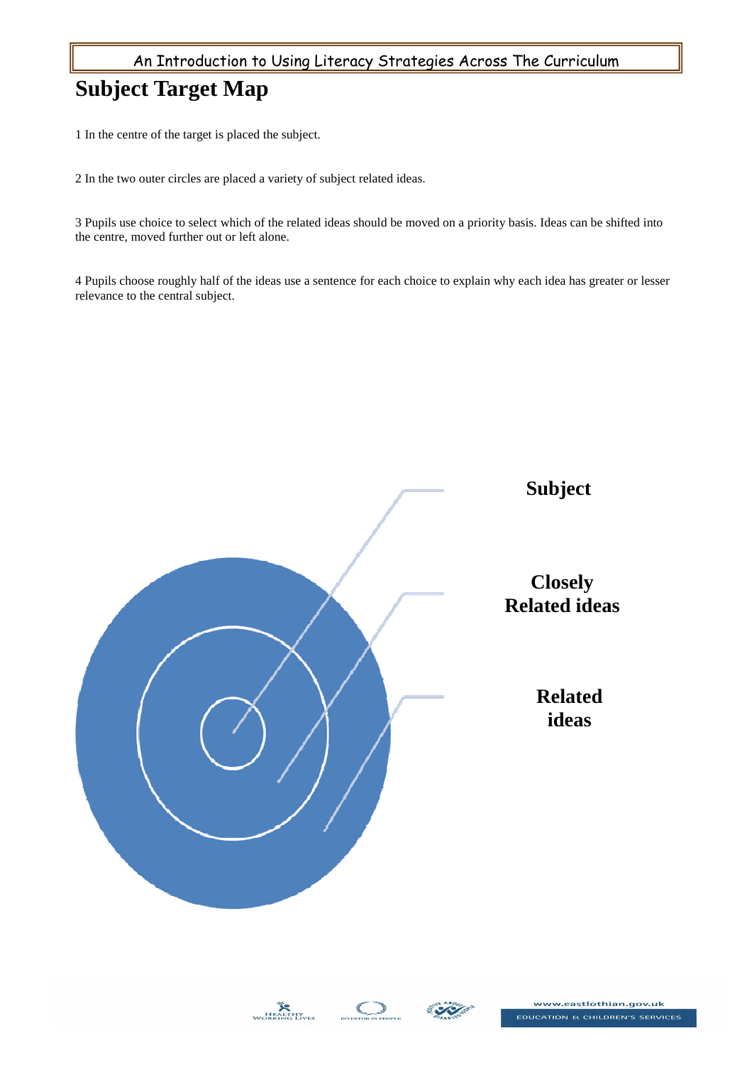# Subject Target Map

1 In the centre of the target is placed the subject.

2 In the two outer circles are placed a variety of subject related ideas.

3 Pupils use choice to select which of the related ideas should be moved on a priority basis. Ideas can be shifted into the centre, moved further out or left alone.

4 Pupils choose roughly half of the ideas use a sentence for each choice to explain why each idea has greater or lesser relevance to the central subject.

**Subject**

**Closely Related ideas**

**Related ideas**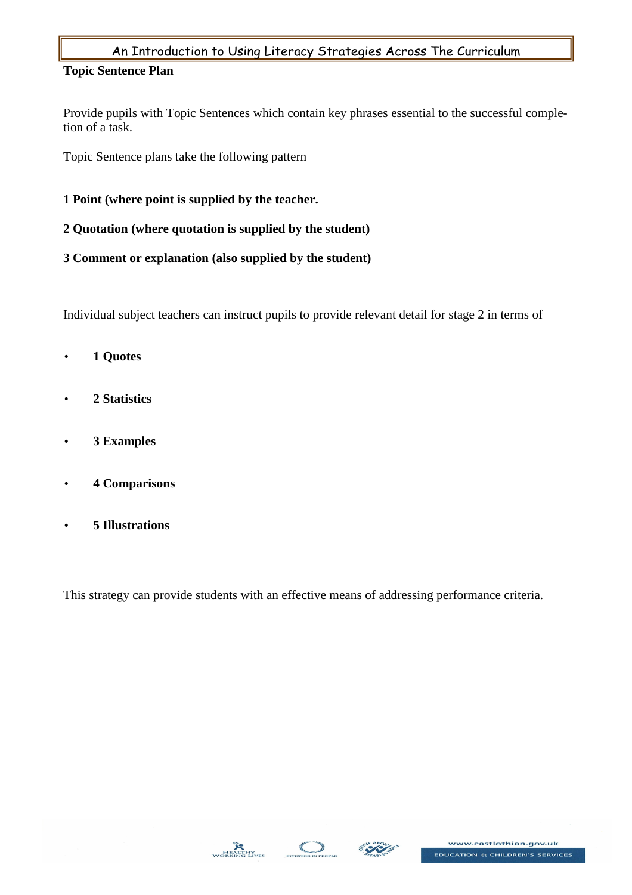**Topic Sentence Plan**

Provide pupils with Topic Sentences which contain key phrases essential to the successful completion of a task.

Topic Sentence plans take the following pattern

**1 Point (where point is supplied by the teacher.**

**2 Quotation (where quotation is supplied by the student)**

**3 Comment or explanation (also supplied by the student)**

Individual subject teachers can instruct pupils to provide relevant detail for stage 2 in terms of

- **1 Quotes**
- **2 Statistics**
- **3 Examples**
- **4 Comparisons**
- **5 Illustrations**

This strategy can provide students with an effective means of addressing performance criteria.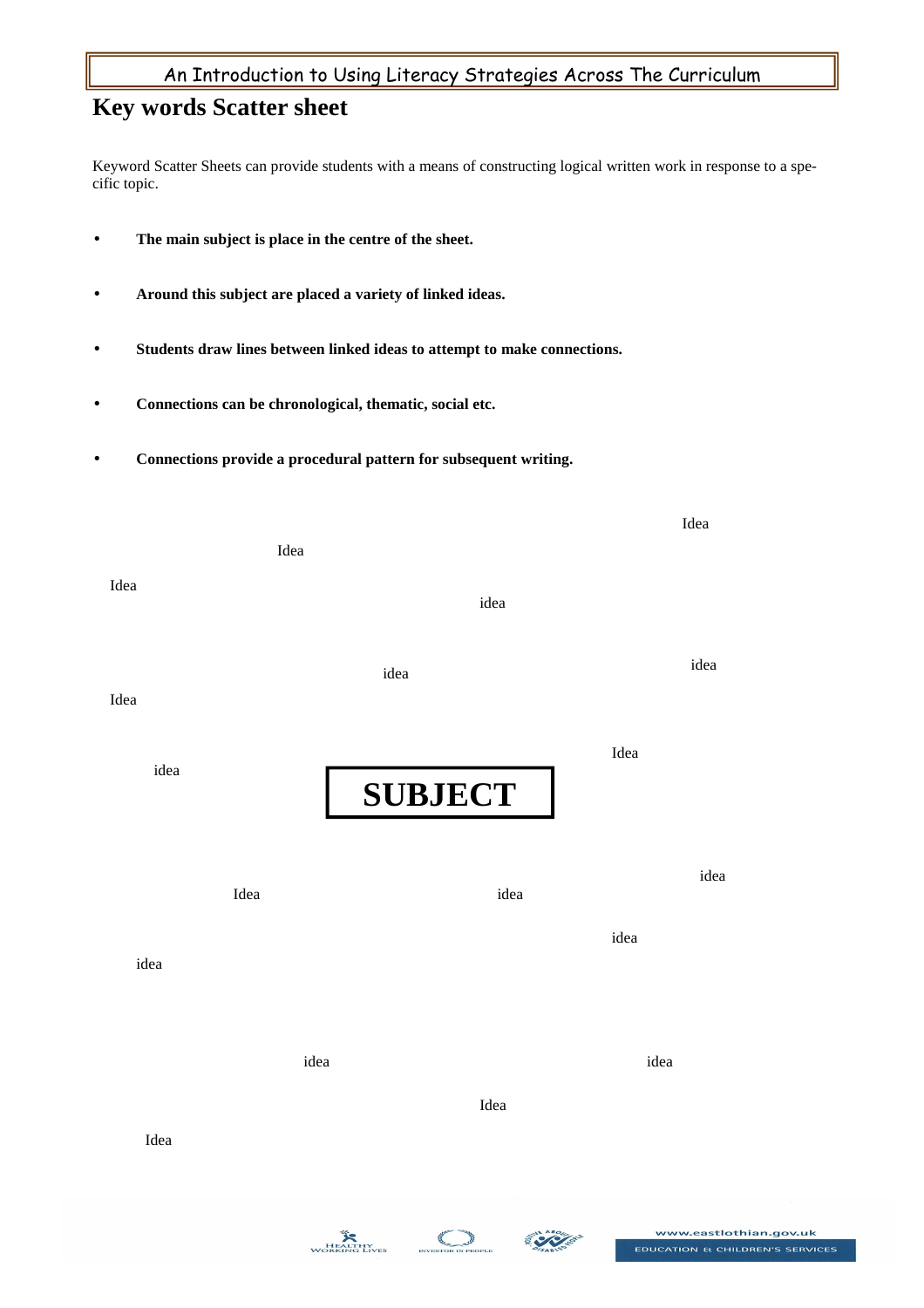## Key words Scatter sheet

Keyword Scatter Sheets can provide students with a means of constructing logical written work in response to a specific topic.

- **The main subject is place in the centre of the sheet.**
- **Around this subject are placed a variety of linked ideas.**
- **Students draw lines between linked ideas to attempt to make connections.**
- **Connections can be chronological, thematic, social etc.**
- **Connections provide a procedural pattern for subsequent writing.**

Idea

Idea

Idea

idea

idea

idea

Idea

Idea

idea

**SUBJECT**

idea

Idea

idea

idea

idea

idea

idea

Idea

Idea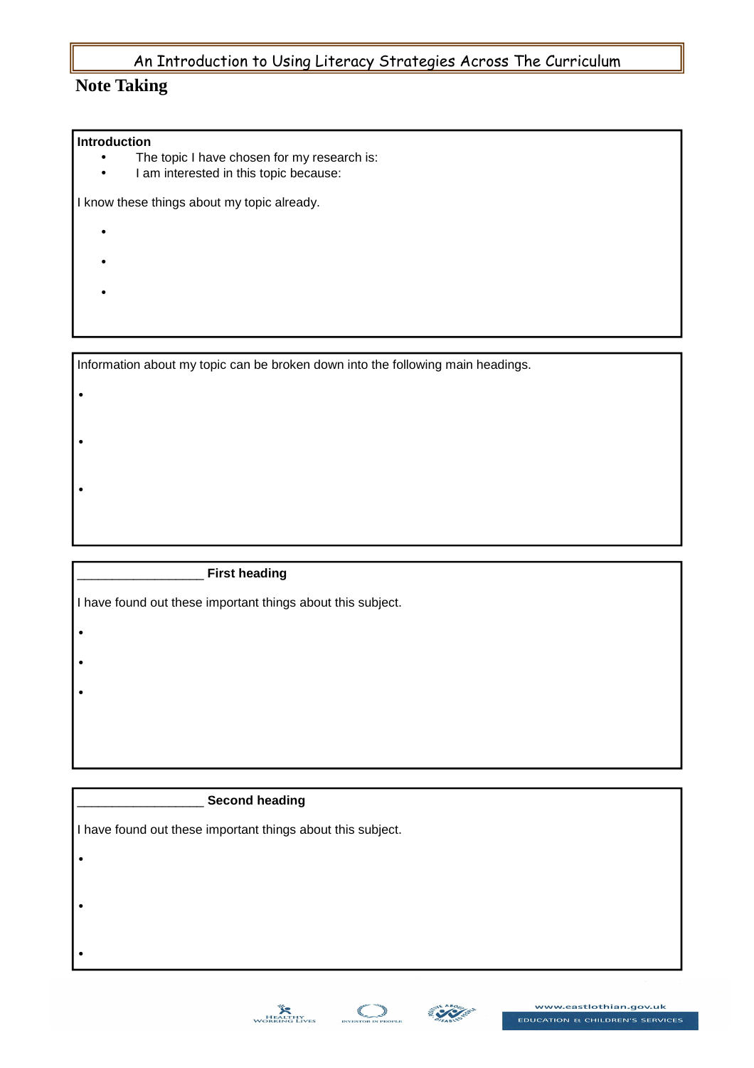# Note Taking

**Introduction**

- The topic I have chosen for my research is:
- I am interested in this topic because:

I know these things about my topic already.

- 
- 
- 

Information about my topic can be broken down into the following main headings.

- 
- 
- 

__________________ **First heading**

I have found out these important things about this subject.

- 
- 
- 

__________________ **Second heading**

I have found out these important things about this subject.

- 
- 
-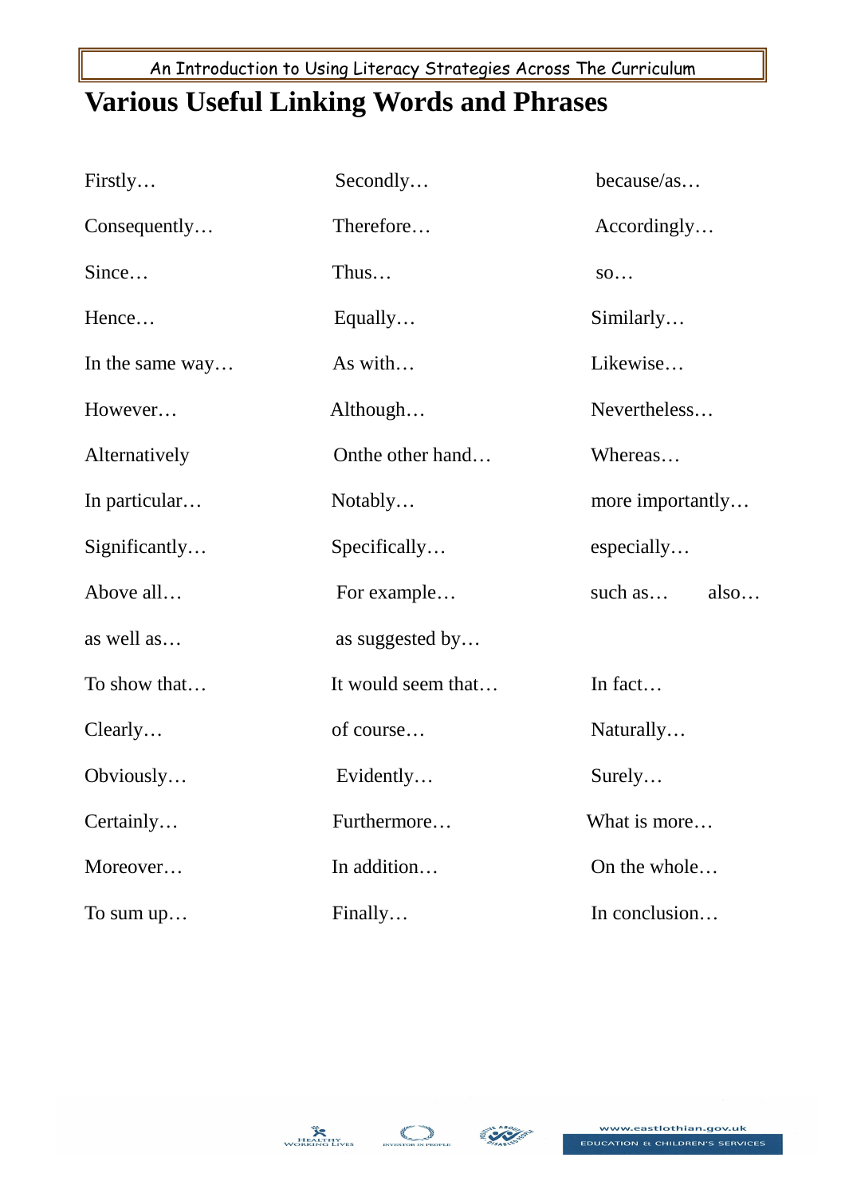# Various Useful Linking Words and Phrases

| | | |
|---|---|---|
| Firstly… | Secondly… | because/as… |
| Consequently… | Therefore… | Accordingly… |
| Since… | Thus… | so… |
| Hence… | Equally… | Similarly… |
| In the same way… | As with… | Likewise… |
| However… | Although… | Nevertheless… |
| Alternatively | Onthe other hand… | Whereas… |
| In particular… | Notably… | more importantly… |
| Significantly… | Specifically… | especially… |
| Above all… | For example… | such as… also… |
| as well as… | as suggested by… | |
| To show that… | It would seem that… | In fact… |
| Clearly… | of course… | Naturally… |
| Obviously… | Evidently… | Surely… |
| Certainly… | Furthermore… | What is more… |
| Moreover… | In addition… | On the whole… |
| To sum up… | Finally… | In conclusion… |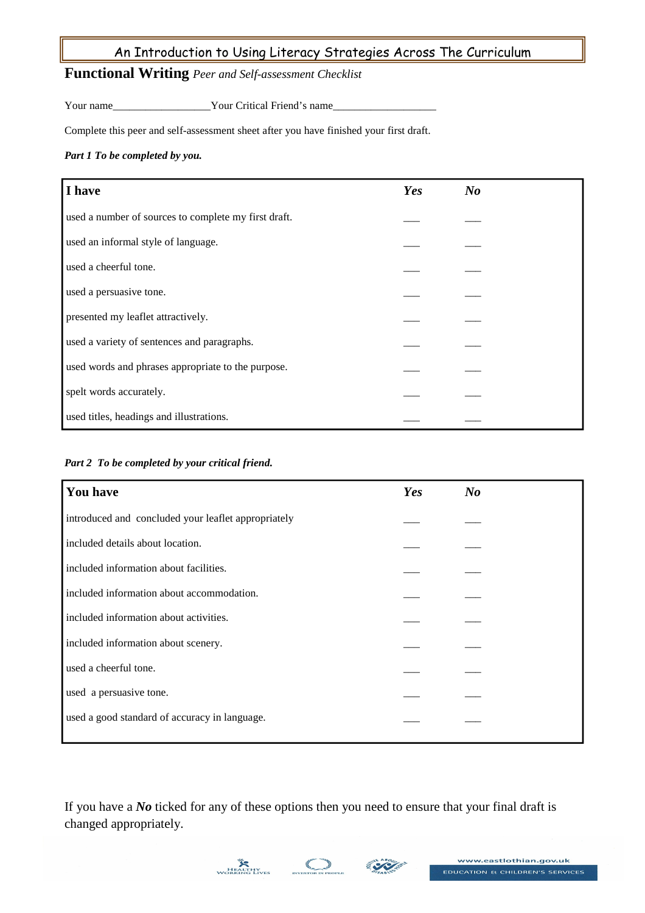# Functional Writing *Peer and Self-assessment Checklist*

Your name__________________Your Critical Friend's name___________________

Complete this peer and self-assessment sheet after you have finished your first draft.

***Part 1 To be completed by you.***

| I have | *Yes* | *No* |
| --- | --- | --- |
| used a number of sources to complete my first draft. | ___ | ___ |
| used an informal style of language. | ___ | ___ |
| used a cheerful tone. | ___ | ___ |
| used a persuasive tone. | ___ | ___ |
| presented my leaflet attractively. | ___ | ___ |
| used a variety of sentences and paragraphs. | ___ | ___ |
| used words and phrases appropriate to the purpose. | ___ | ___ |
| spelt words accurately. | ___ | ___ |
| used titles, headings and illustrations. | ___ | ___ |

***Part 2 To be completed by your critical friend.***

| You have | *Yes* | *No* |
| --- | --- | --- |
| introduced and concluded your leaflet appropriately | ___ | ___ |
| included details about location. | ___ | ___ |
| included information about facilities. | ___ | ___ |
| included information about accommodation. | ___ | ___ |
| included information about activities. | ___ | ___ |
| included information about scenery. | ___ | ___ |
| used a cheerful tone. | ___ | ___ |
| used a persuasive tone. | ___ | ___ |
| used a good standard of accuracy in language. | ___ | ___ |

If you have a ***No*** ticked for any of these options then you need to ensure that your final draft is changed appropriately.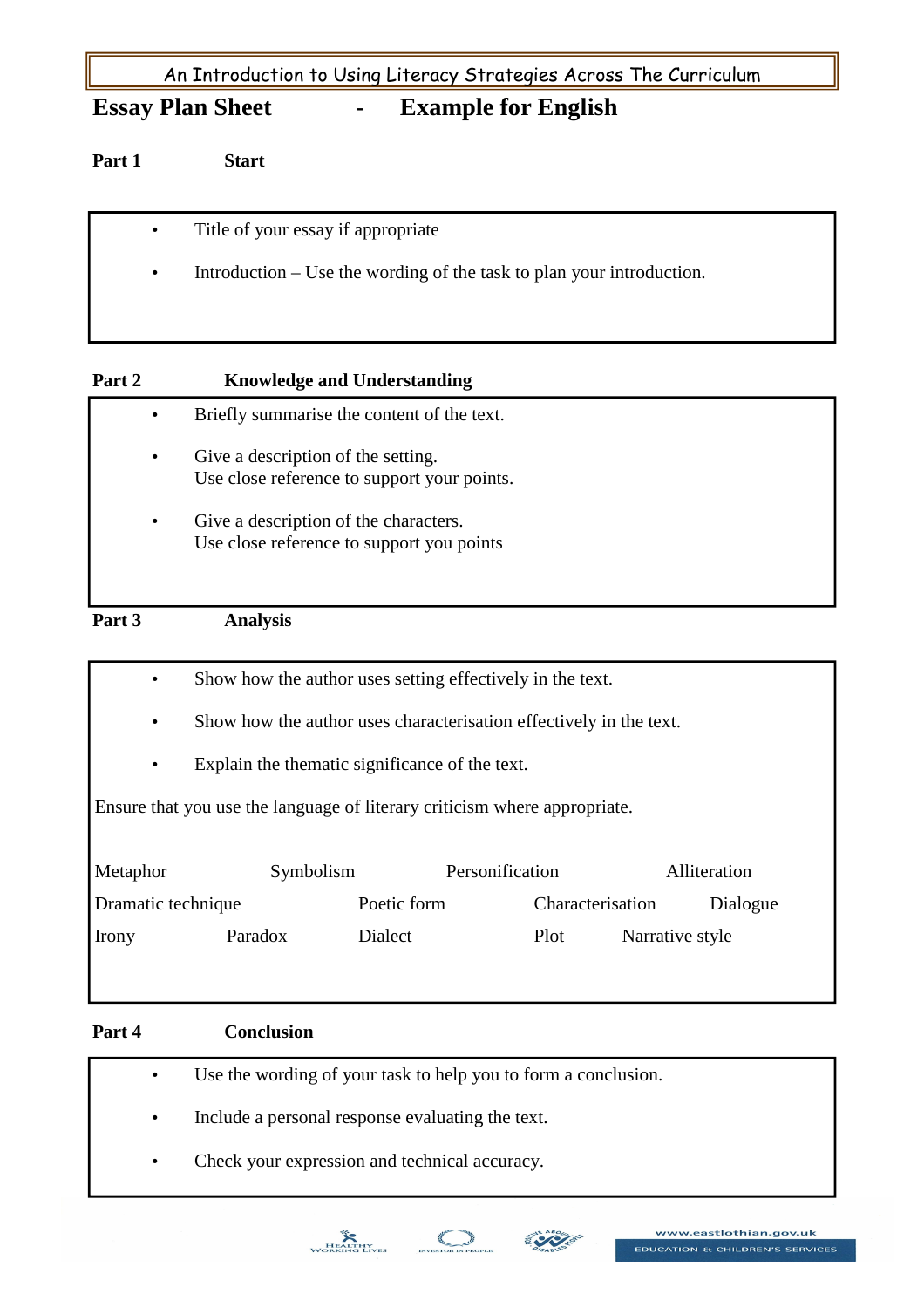## Essay Plan Sheet - Example for English

### Part 1 Start

- Title of your essay if appropriate
- Introduction – Use the wording of the task to plan your introduction.

### Part 2 Knowledge and Understanding

- Briefly summarise the content of the text.
- Give a description of the setting.
  Use close reference to support your points.
- Give a description of the characters.
  Use close reference to support you points

### Part 3 Analysis

- Show how the author uses setting effectively in the text.
- Show how the author uses characterisation effectively in the text.
- Explain the thematic significance of the text.

Ensure that you use the language of literary criticism where appropriate.

Metaphor Symbolism Personification Alliteration

Dramatic technique Poetic form Characterisation Dialogue

Irony Paradox Dialect Plot Narrative style

### Part 4 Conclusion

- Use the wording of your task to help you to form a conclusion.
- Include a personal response evaluating the text.
- Check your expression and technical accuracy.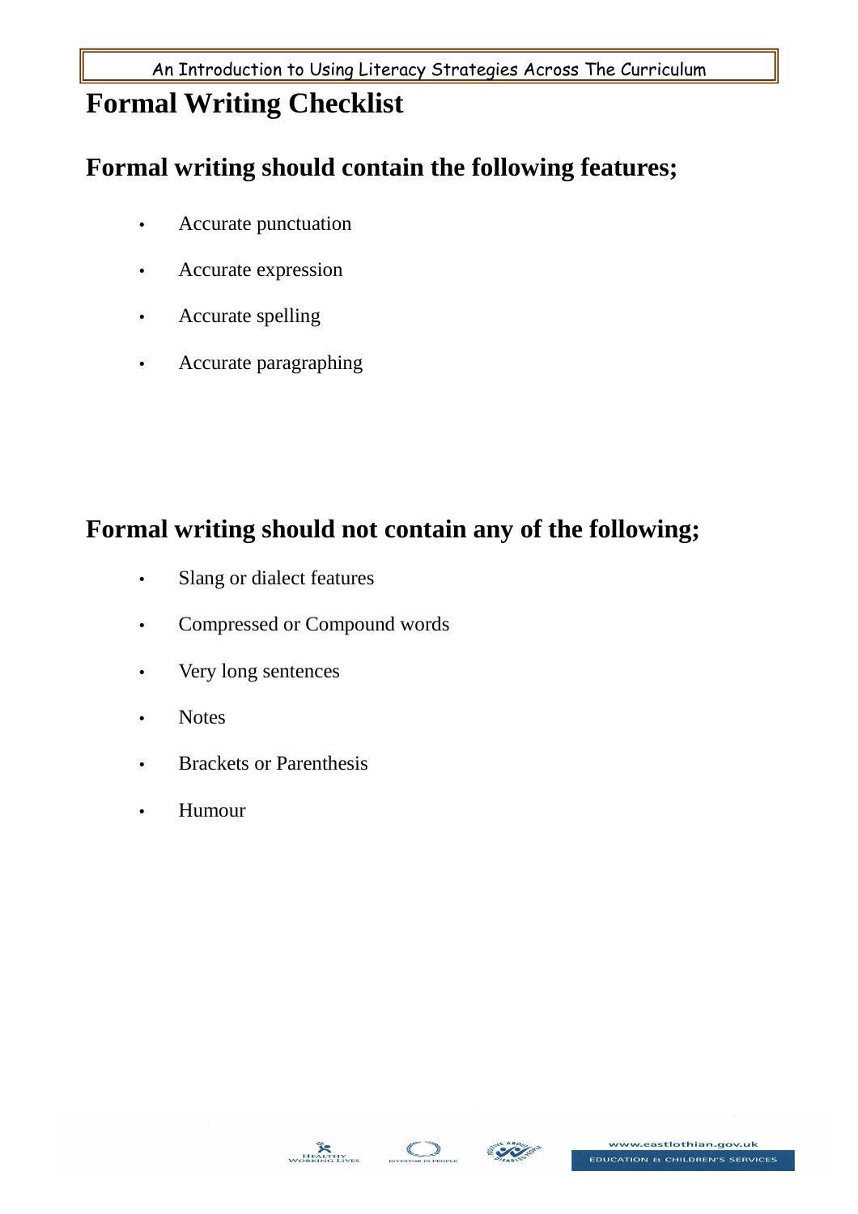# Formal Writing Checklist

## Formal writing should contain the following features;

- Accurate punctuation
- Accurate expression
- Accurate spelling
- Accurate paragraphing

## Formal writing should not contain any of the following;

- Slang or dialect features
- Compressed or Compound words
- Very long sentences
- Notes
- Brackets or Parenthesis
- Humour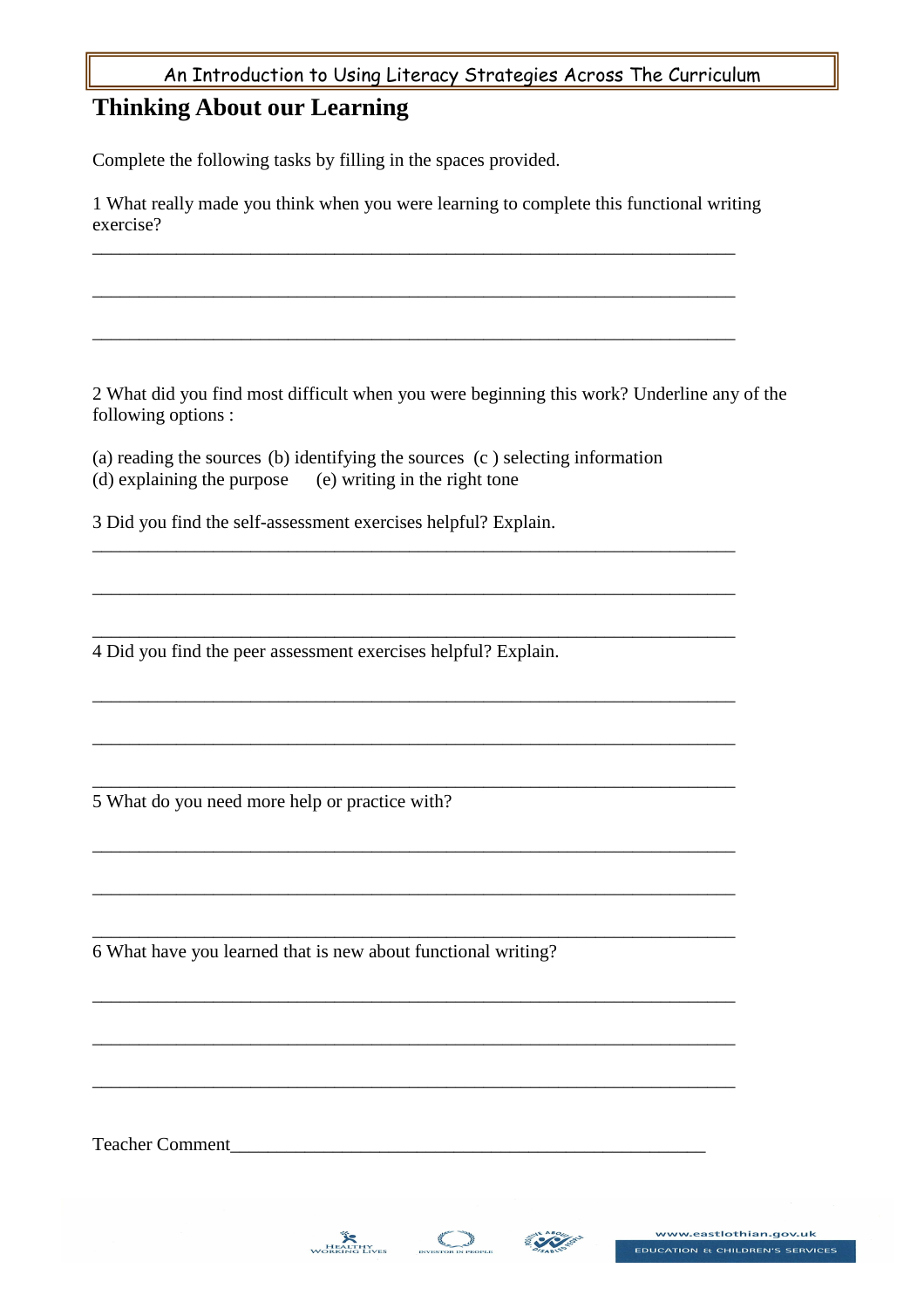# Thinking About our Learning

Complete the following tasks by filling in the spaces provided.

1 What really made you think when you were learning to complete this functional writing exercise?

_____________________________________________________________________

_____________________________________________________________________

_____________________________________________________________________

2 What did you find most difficult when you were beginning this work? Underline any of the following options :

(a) reading the sources (b) identifying the sources (c ) selecting information
(d) explaining the purpose (e) writing in the right tone

3 Did you find the self-assessment exercises helpful? Explain.

_____________________________________________________________________

_____________________________________________________________________

_____________________________________________________________________

4 Did you find the peer assessment exercises helpful? Explain.

_____________________________________________________________________

_____________________________________________________________________

_____________________________________________________________________

5 What do you need more help or practice with?

_____________________________________________________________________

_____________________________________________________________________

_____________________________________________________________________

6 What have you learned that is new about functional writing?

_____________________________________________________________________

_____________________________________________________________________

_____________________________________________________________________

Teacher Comment_____________________________________________________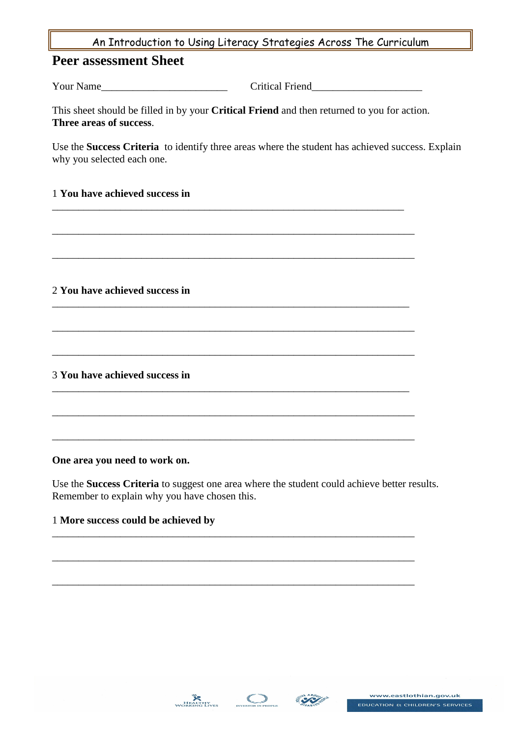# Peer assessment Sheet

Your Name________________________ Critical Friend_____________________

This sheet should be filled in by your **Critical Friend** and then returned to you for action.
**Three areas of success**.

Use the **Success Criteria** to identify three areas where the student has achieved success. Explain why you selected each one.

1 **You have achieved success in**

___________________________________________________________________

___________________________________________________________________

___________________________________________________________________

2 **You have achieved success in**

___________________________________________________________________

___________________________________________________________________

___________________________________________________________________

3 **You have achieved success in**

___________________________________________________________________

___________________________________________________________________

___________________________________________________________________

**One area you need to work on.**

Use the **Success Criteria** to suggest one area where the student could achieve better results. Remember to explain why you have chosen this.

1 **More success could be achieved by**

___________________________________________________________________

___________________________________________________________________

___________________________________________________________________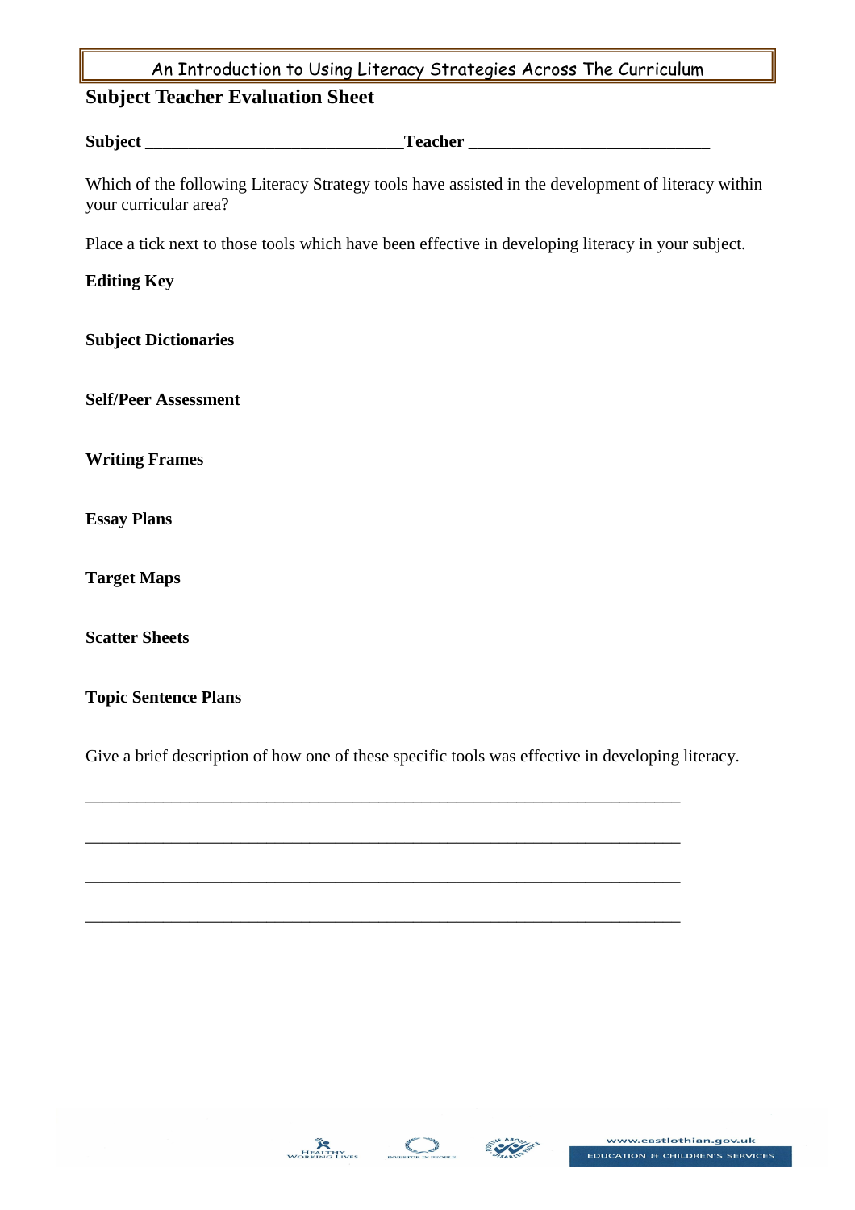## Subject Teacher Evaluation Sheet

**Subject** ______________________________**Teacher** ____________________________

Which of the following Literacy Strategy tools have assisted in the development of literacy within your curricular area?

Place a tick next to those tools which have been effective in developing literacy in your subject.

**Editing Key**

**Subject Dictionaries**

**Self/Peer Assessment**

**Writing Frames**

**Essay Plans**

**Target Maps**

**Scatter Sheets**

**Topic Sentence Plans**

Give a brief description of how one of these specific tools was effective in developing literacy.

_____________________________________________________________________

_____________________________________________________________________

_____________________________________________________________________

_____________________________________________________________________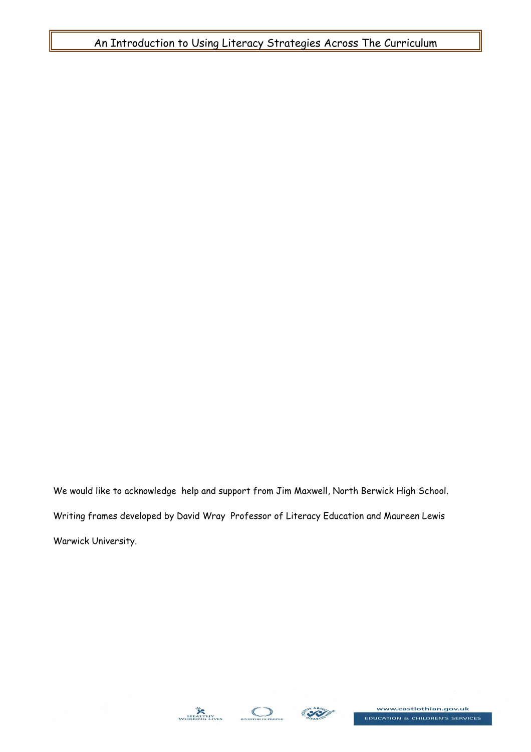We would like to acknowledge help and support from Jim Maxwell, North Berwick High School.

Writing frames developed by David Wray Professor of Literacy Education and Maureen Lewis Warwick University.